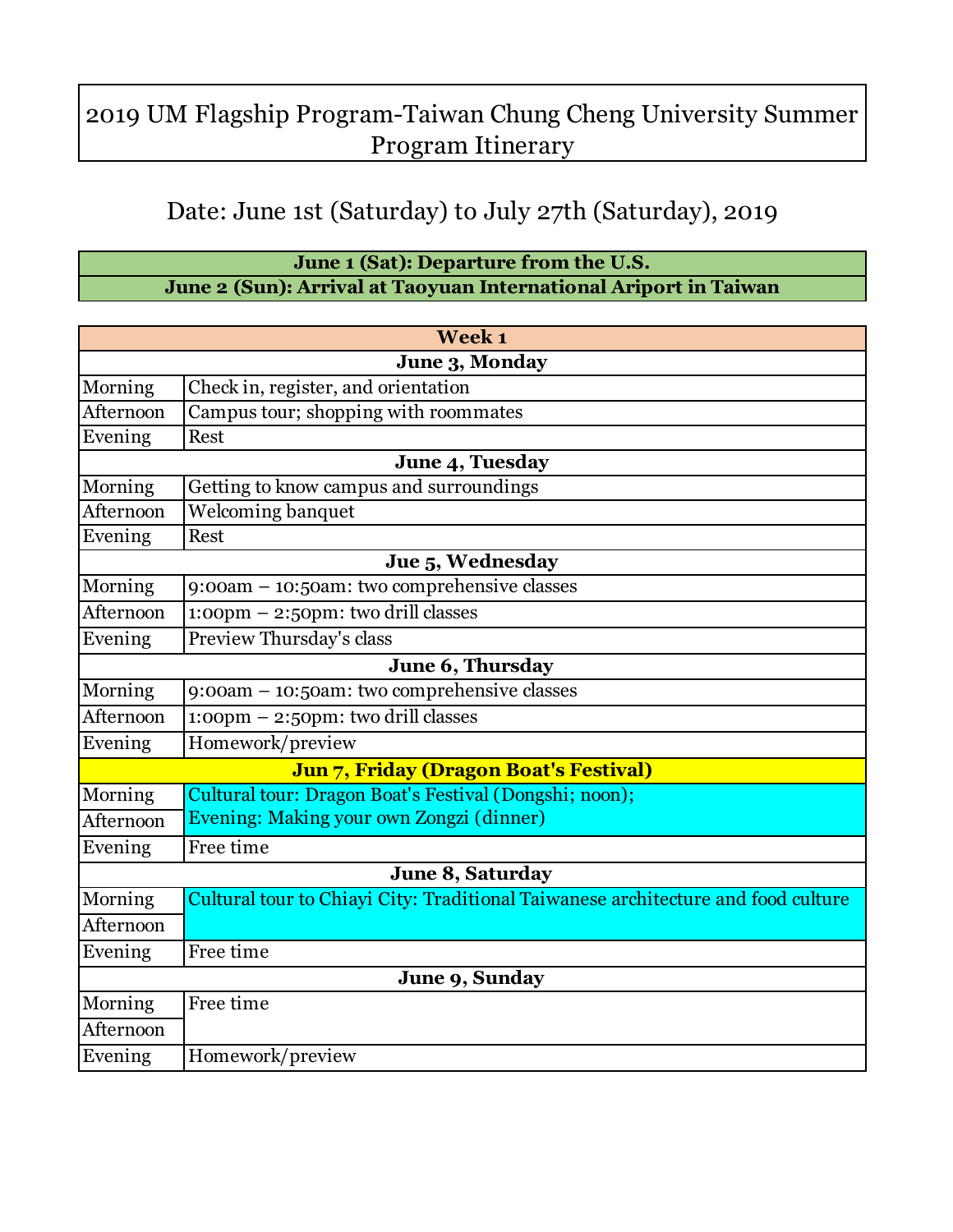# 2019 UM Flagship Program-Taiwan Chung Cheng University Summer Program Itinerary

Date: June 1st (Saturday) to July 27th (Saturday), 2019

| June 1 (Sat): Departure from the U.S. |
|---|
| June 2 (Sun): Arrival at Taoyuan International Ariport in Taiwan |

| Week 1 | |
|---|---|
| **June 3, Monday** | |
| Morning | Check in, register, and orientation |
| Afternoon | Campus tour; shopping with roommates |
| Evening | Rest |
| **June 4, Tuesday** | |
| Morning | Getting to know campus and surroundings |
| Afternoon | Welcoming banquet |
| Evening | Rest |
| **Jue 5, Wednesday** | |
| Morning | 9:00am – 10:50am: two comprehensive classes |
| Afternoon | 1:00pm – 2:50pm: two drill classes |
| Evening | Preview Thursday's class |
| **June 6, Thursday** | |
| Morning | 9:00am – 10:50am: two comprehensive classes |
| Afternoon | 1:00pm – 2:50pm: two drill classes |
| Evening | Homework/preview |
| **Jun 7, Friday (Dragon Boat's Festival)** | |
| Morning | Cultural tour: Dragon Boat's Festival (Dongshi; noon); Evening: Making your own Zongzi (dinner) |
| Afternoon | |
| Evening | Free time |
| **June 8, Saturday** | |
| Morning | Cultural tour to Chiayi City: Traditional Taiwanese architecture and food culture |
| Afternoon | |
| Evening | Free time |
| **June 9, Sunday** | |
| Morning | Free time |
| Afternoon | |
| Evening | Homework/preview |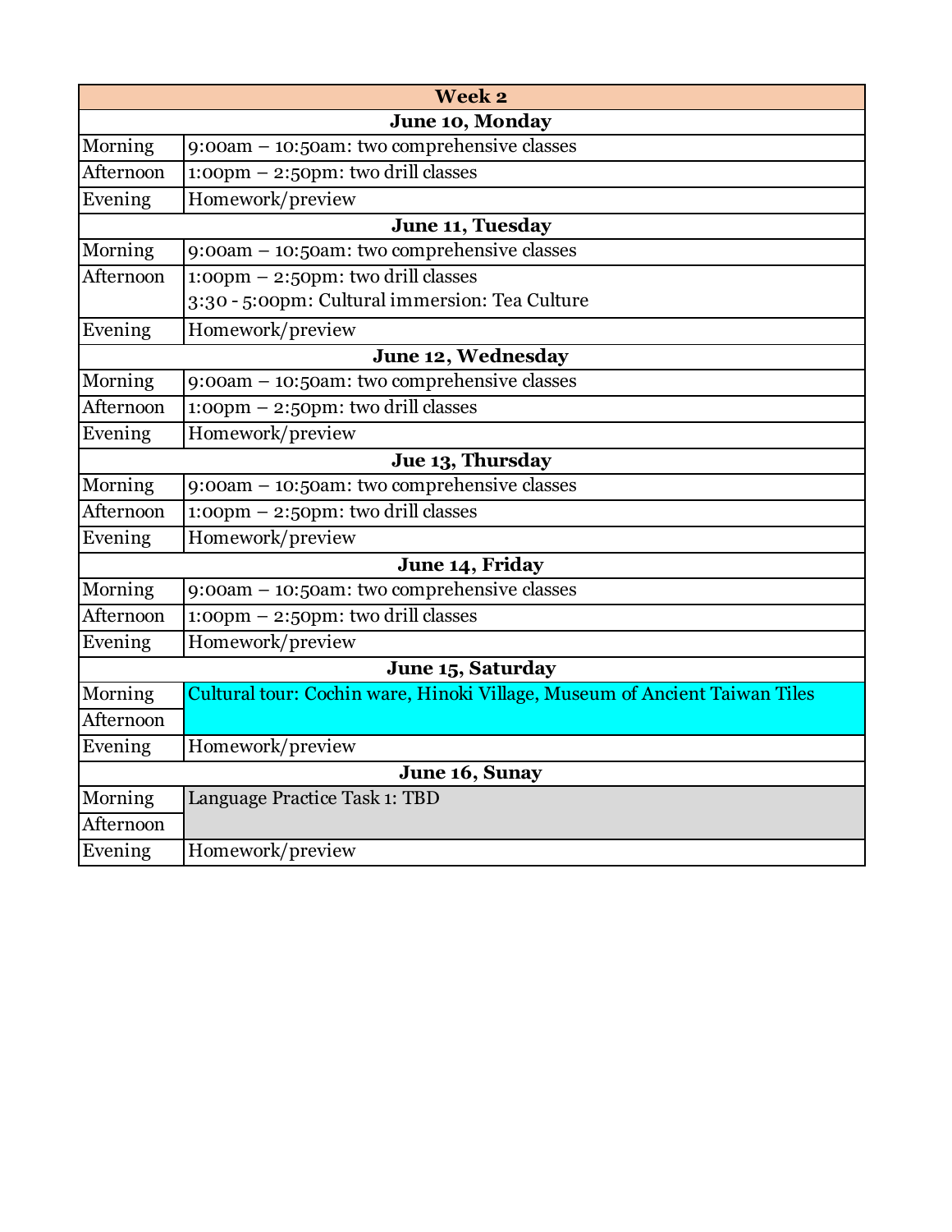| Week 2 | |
|---|---|
| **June 10, Monday** | |
| Morning | 9:00am – 10:50am: two comprehensive classes |
| Afternoon | 1:00pm – 2:50pm: two drill classes |
| Evening | Homework/preview |
| **June 11, Tuesday** | |
| Morning | 9:00am – 10:50am: two comprehensive classes |
| Afternoon | 1:00pm – 2:50pm: two drill classes<br>3:30 - 5:00pm: Cultural immersion: Tea Culture |
| Evening | Homework/preview |
| **June 12, Wednesday** | |
| Morning | 9:00am – 10:50am: two comprehensive classes |
| Afternoon | 1:00pm – 2:50pm: two drill classes |
| Evening | Homework/preview |
| **Jue 13, Thursday** | |
| Morning | 9:00am – 10:50am: two comprehensive classes |
| Afternoon | 1:00pm – 2:50pm: two drill classes |
| Evening | Homework/preview |
| **June 14, Friday** | |
| Morning | 9:00am – 10:50am: two comprehensive classes |
| Afternoon | 1:00pm – 2:50pm: two drill classes |
| Evening | Homework/preview |
| **June 15, Saturday** | |
| Morning | Cultural tour: Cochin ware, Hinoki Village, Museum of Ancient Taiwan Tiles |
| Afternoon | |
| Evening | Homework/preview |
| **June 16, Sunay** | |
| Morning | Language Practice Task 1: TBD |
| Afternoon | |
| Evening | Homework/preview |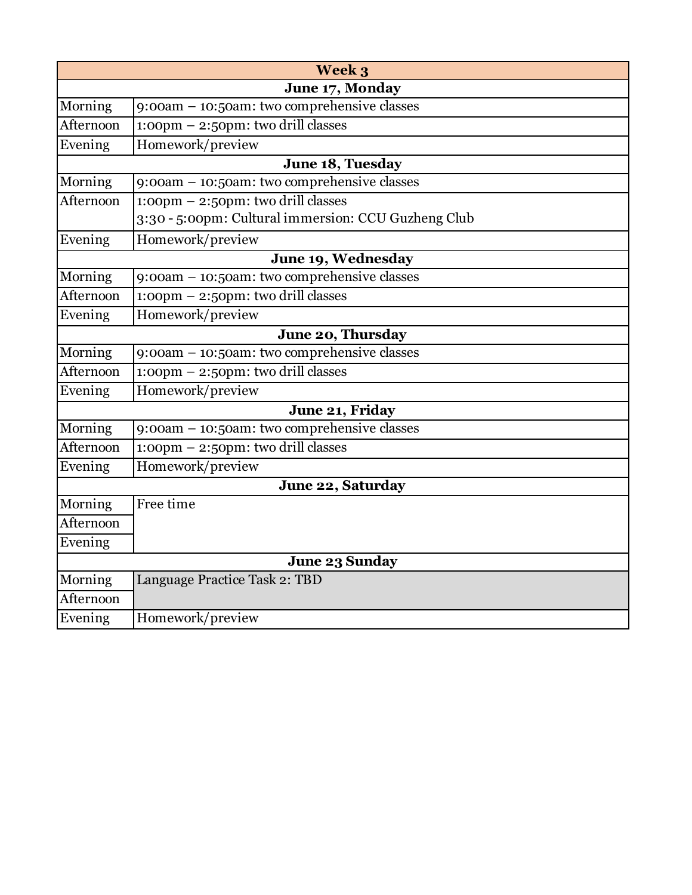| Week 3 | |
|---|---|
| **June 17, Monday** | |
| Morning | 9:00am – 10:50am: two comprehensive classes |
| Afternoon | 1:00pm – 2:50pm: two drill classes |
| Evening | Homework/preview |
| **June 18, Tuesday** | |
| Morning | 9:00am – 10:50am: two comprehensive classes |
| Afternoon | 1:00pm – 2:50pm: two drill classes<br>3:30 - 5:00pm: Cultural immersion: CCU Guzheng Club |
| Evening | Homework/preview |
| **June 19, Wednesday** | |
| Morning | 9:00am – 10:50am: two comprehensive classes |
| Afternoon | 1:00pm – 2:50pm: two drill classes |
| Evening | Homework/preview |
| **June 20, Thursday** | |
| Morning | 9:00am – 10:50am: two comprehensive classes |
| Afternoon | 1:00pm – 2:50pm: two drill classes |
| Evening | Homework/preview |
| **June 21, Friday** | |
| Morning | 9:00am – 10:50am: two comprehensive classes |
| Afternoon | 1:00pm – 2:50pm: two drill classes |
| Evening | Homework/preview |
| **June 22, Saturday** | |
| Morning | Free time |
| Afternoon | |
| Evening | |
| **June 23 Sunday** | |
| Morning | Language Practice Task 2: TBD |
| Afternoon | |
| Evening | Homework/preview |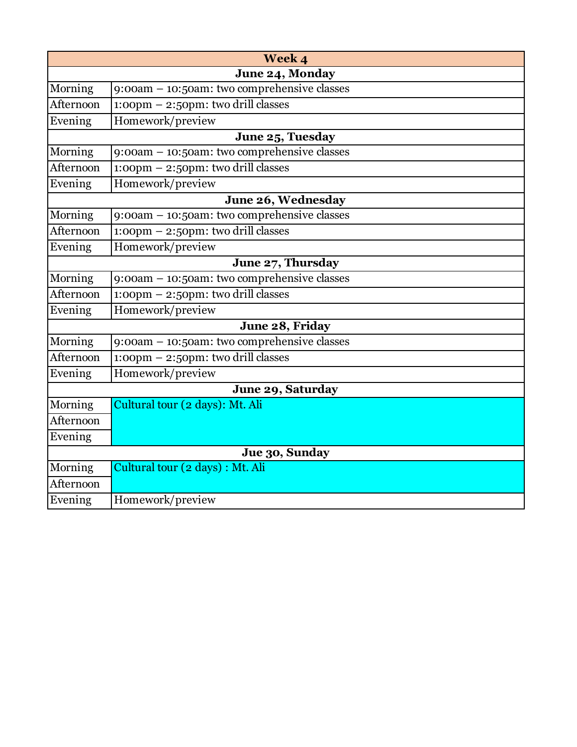| Week 4 | |
|---|---|
| **June 24, Monday** | |
| Morning | 9:00am – 10:50am: two comprehensive classes |
| Afternoon | 1:00pm – 2:50pm: two drill classes |
| Evening | Homework/preview |
| **June 25, Tuesday** | |
| Morning | 9:00am – 10:50am: two comprehensive classes |
| Afternoon | 1:00pm – 2:50pm: two drill classes |
| Evening | Homework/preview |
| **June 26, Wednesday** | |
| Morning | 9:00am – 10:50am: two comprehensive classes |
| Afternoon | 1:00pm – 2:50pm: two drill classes |
| Evening | Homework/preview |
| **June 27, Thursday** | |
| Morning | 9:00am – 10:50am: two comprehensive classes |
| Afternoon | 1:00pm – 2:50pm: two drill classes |
| Evening | Homework/preview |
| **June 28, Friday** | |
| Morning | 9:00am – 10:50am: two comprehensive classes |
| Afternoon | 1:00pm – 2:50pm: two drill classes |
| Evening | Homework/preview |
| **June 29, Saturday** | |
| Morning | Cultural tour (2 days): Mt. Ali |
| Afternoon | |
| Evening | |
| **Jue 30, Sunday** | |
| Morning | Cultural tour (2 days) : Mt. Ali |
| Afternoon | |
| Evening | Homework/preview |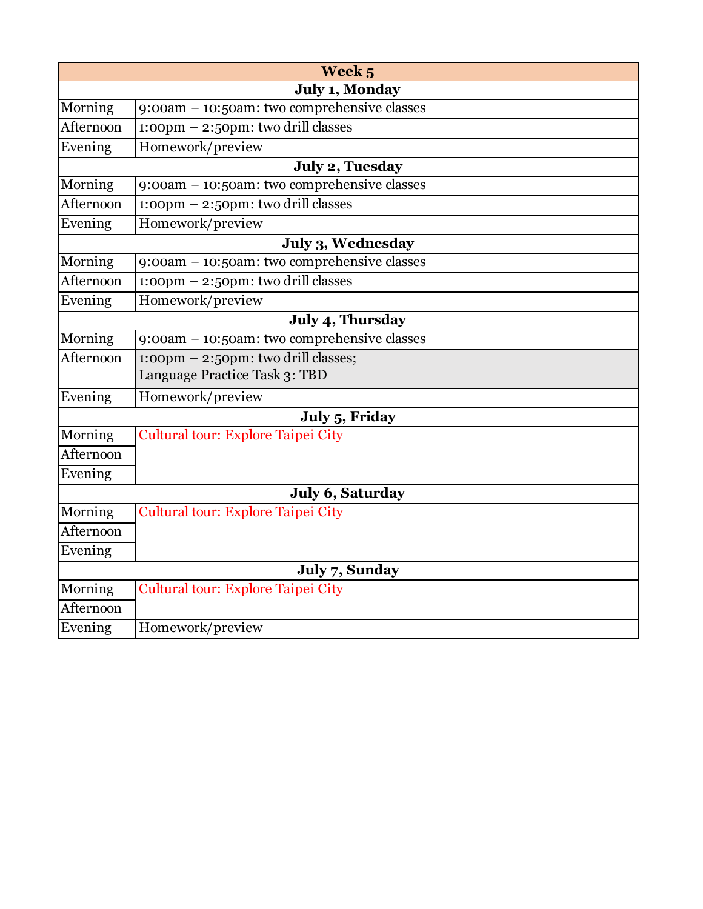| Week 5 | |
|---|---|
| **July 1, Monday** | |
| Morning | 9:00am – 10:50am: two comprehensive classes |
| Afternoon | 1:00pm – 2:50pm: two drill classes |
| Evening | Homework/preview |
| **July 2, Tuesday** | |
| Morning | 9:00am – 10:50am: two comprehensive classes |
| Afternoon | 1:00pm – 2:50pm: two drill classes |
| Evening | Homework/preview |
| **July 3, Wednesday** | |
| Morning | 9:00am – 10:50am: two comprehensive classes |
| Afternoon | 1:00pm – 2:50pm: two drill classes |
| Evening | Homework/preview |
| **July 4, Thursday** | |
| Morning | 9:00am – 10:50am: two comprehensive classes |
| Afternoon | 1:00pm – 2:50pm: two drill classes;<br>Language Practice Task 3: TBD |
| Evening | Homework/preview |
| **July 5, Friday** | |
| Morning | Cultural tour: Explore Taipei City |
| Afternoon | |
| Evening | |
| **July 6, Saturday** | |
| Morning | Cultural tour: Explore Taipei City |
| Afternoon | |
| Evening | |
| **July 7, Sunday** | |
| Morning | Cultural tour: Explore Taipei City |
| Afternoon | |
| Evening | Homework/preview |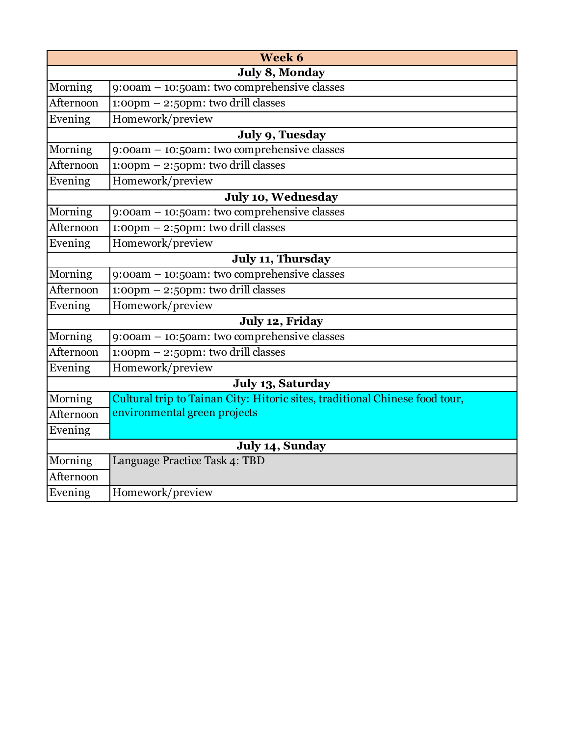| Week 6 | |
|---|---|
| **July 8, Monday** | |
| Morning | 9:00am – 10:50am: two comprehensive classes |
| Afternoon | 1:00pm – 2:50pm: two drill classes |
| Evening | Homework/preview |
| **July 9, Tuesday** | |
| Morning | 9:00am – 10:50am: two comprehensive classes |
| Afternoon | 1:00pm – 2:50pm: two drill classes |
| Evening | Homework/preview |
| **July 10, Wednesday** | |
| Morning | 9:00am – 10:50am: two comprehensive classes |
| Afternoon | 1:00pm – 2:50pm: two drill classes |
| Evening | Homework/preview |
| **July 11, Thursday** | |
| Morning | 9:00am – 10:50am: two comprehensive classes |
| Afternoon | 1:00pm – 2:50pm: two drill classes |
| Evening | Homework/preview |
| **July 12, Friday** | |
| Morning | 9:00am – 10:50am: two comprehensive classes |
| Afternoon | 1:00pm – 2:50pm: two drill classes |
| Evening | Homework/preview |
| **July 13, Saturday** | |
| Morning | Cultural trip to Tainan City: Hitoric sites, traditional Chinese food tour, environmental green projects |
| Afternoon | |
| Evening | |
| **July 14, Sunday** | |
| Morning | Language Practice Task 4: TBD |
| Afternoon | |
| Evening | Homework/preview |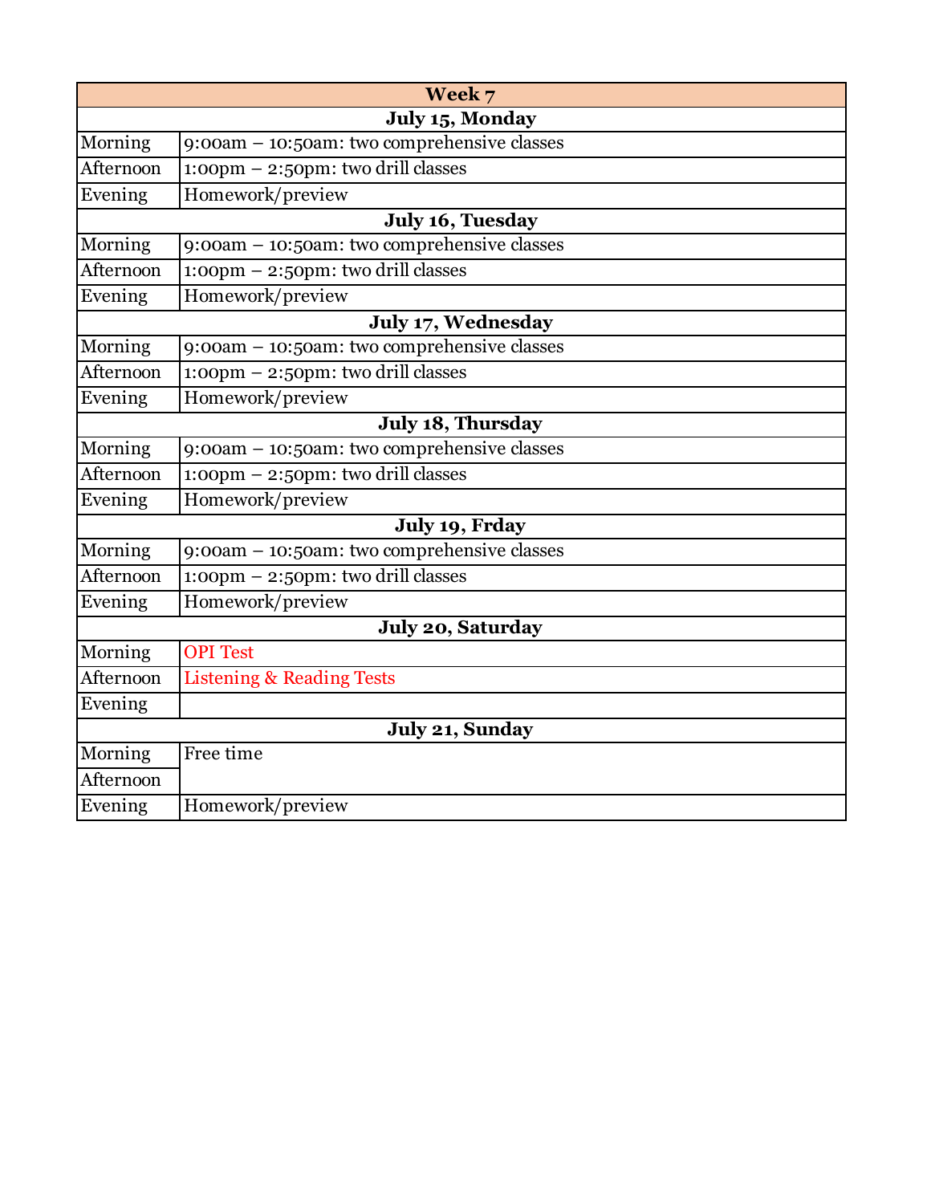| Week 7 | |
|---|---|
| **July 15, Monday** | |
| Morning | 9:00am – 10:50am: two comprehensive classes |
| Afternoon | 1:00pm – 2:50pm: two drill classes |
| Evening | Homework/preview |
| **July 16, Tuesday** | |
| Morning | 9:00am – 10:50am: two comprehensive classes |
| Afternoon | 1:00pm – 2:50pm: two drill classes |
| Evening | Homework/preview |
| **July 17, Wednesday** | |
| Morning | 9:00am – 10:50am: two comprehensive classes |
| Afternoon | 1:00pm – 2:50pm: two drill classes |
| Evening | Homework/preview |
| **July 18, Thursday** | |
| Morning | 9:00am – 10:50am: two comprehensive classes |
| Afternoon | 1:00pm – 2:50pm: two drill classes |
| Evening | Homework/preview |
| **July 19, Frday** | |
| Morning | 9:00am – 10:50am: two comprehensive classes |
| Afternoon | 1:00pm – 2:50pm: two drill classes |
| Evening | Homework/preview |
| **July 20, Saturday** | |
| Morning | OPI Test |
| Afternoon | Listening & Reading Tests |
| Evening | |
| **July 21, Sunday** | |
| Morning | Free time |
| Afternoon | |
| Evening | Homework/preview |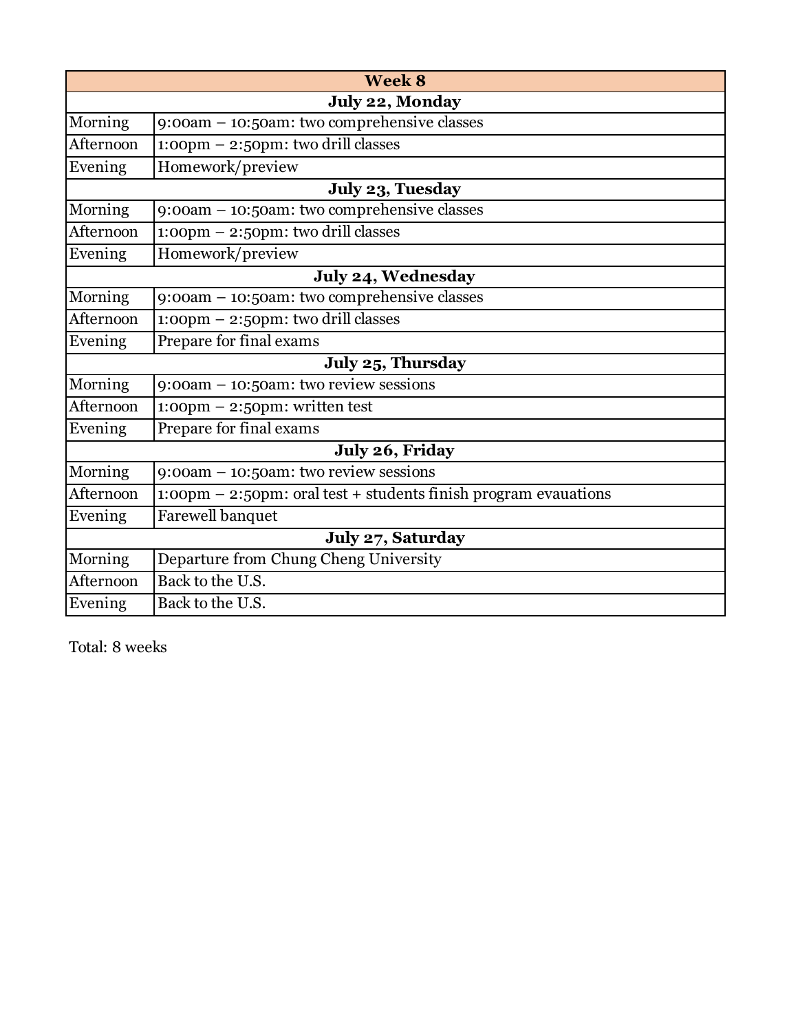| Week 8 | |
|---|---|
| **July 22, Monday** | |
| Morning | 9:00am – 10:50am: two comprehensive classes |
| Afternoon | 1:00pm – 2:50pm: two drill classes |
| Evening | Homework/preview |
| **July 23, Tuesday** | |
| Morning | 9:00am – 10:50am: two comprehensive classes |
| Afternoon | 1:00pm – 2:50pm: two drill classes |
| Evening | Homework/preview |
| **July 24, Wednesday** | |
| Morning | 9:00am – 10:50am: two comprehensive classes |
| Afternoon | 1:00pm – 2:50pm: two drill classes |
| Evening | Prepare for final exams |
| **July 25, Thursday** | |
| Morning | 9:00am – 10:50am: two review sessions |
| Afternoon | 1:00pm – 2:50pm: written test |
| Evening | Prepare for final exams |
| **July 26, Friday** | |
| Morning | 9:00am – 10:50am: two review sessions |
| Afternoon | 1:00pm – 2:50pm: oral test + students finish program evauations |
| Evening | Farewell banquet |
| **July 27, Saturday** | |
| Morning | Departure from Chung Cheng University |
| Afternoon | Back to the U.S. |
| Evening | Back to the U.S. |

Total: 8 weeks